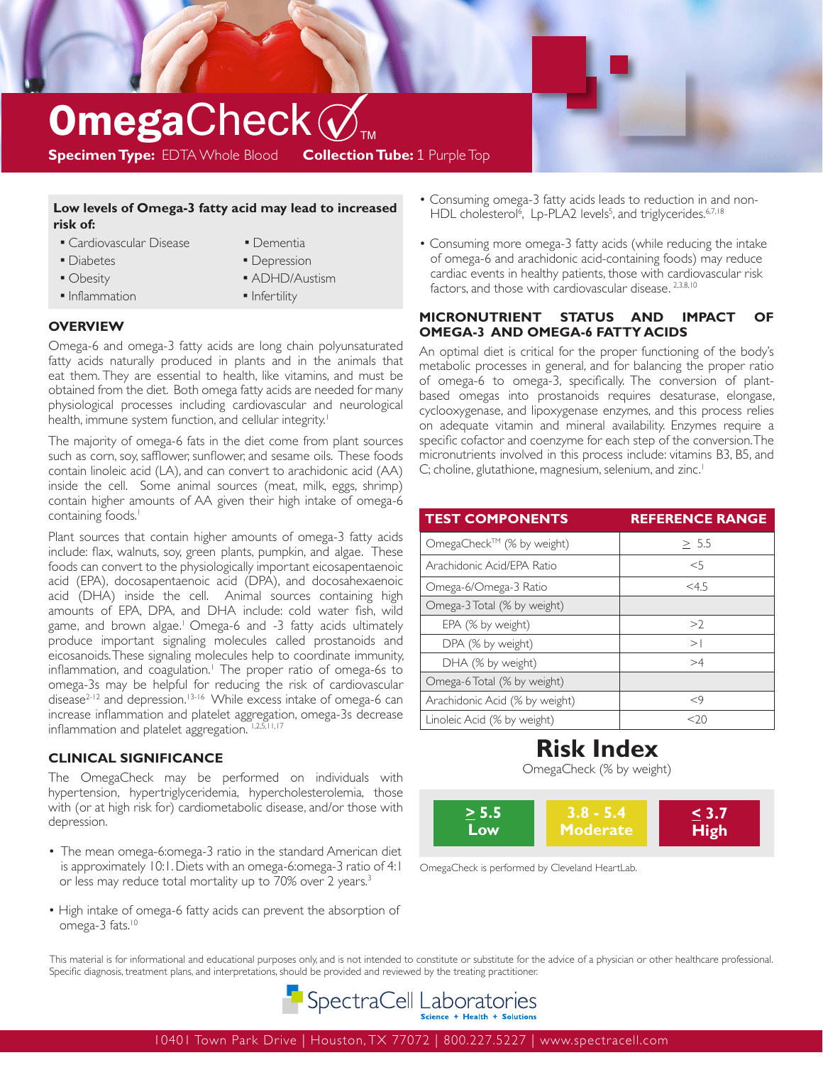# OmegaCheck™

**Specimen Type:** EDTA Whole Blood **Collection Tube:** 1 Purple Top

**Low levels of Omega-3 fatty acid may lead to increased risk of:**

- Cardiovascular Disease
- Diabetes
- Obesity
- Inflammation
- Dementia
- Depression
- ADHD/Austism
- Infertility

## OVERVIEW

Omega-6 and omega-3 fatty acids are long chain polyunsaturated fatty acids naturally produced in plants and in the animals that eat them. They are essential to health, like vitamins, and must be obtained from the diet. Both omega fatty acids are needed for many physiological processes including cardiovascular and neurological health, immune system function, and cellular integrity.[1]

The majority of omega-6 fats in the diet come from plant sources such as corn, soy, safflower, sunflower, and sesame oils. These foods contain linoleic acid (LA), and can convert to arachidonic acid (AA) inside the cell. Some animal sources (meat, milk, eggs, shrimp) contain higher amounts of AA given their high intake of omega-6 containing foods.[1]

Plant sources that contain higher amounts of omega-3 fatty acids include: flax, walnuts, soy, green plants, pumpkin, and algae. These foods can convert to the physiologically important eicosapentaenoic acid (EPA), docosapentaenoic acid (DPA), and docosahexaenoic acid (DHA) inside the cell. Animal sources containing high amounts of EPA, DPA, and DHA include: cold water fish, wild game, and brown algae.[1] Omega-6 and -3 fatty acids ultimately produce important signaling molecules called prostanoids and eicosanoids. These signaling molecules help to coordinate immunity, inflammation, and coagulation.[1] The proper ratio of omega-6s to omega-3s may be helpful for reducing the risk of cardiovascular disease[2-12] and depression.[13-16] While excess intake of omega-6 can increase inflammation and platelet aggregation, omega-3s decrease inflammation and platelet aggregation.[1,2,5,11,17]

## CLINICAL SIGNIFICANCE

The OmegaCheck may be performed on individuals with hypertension, hypertriglyceridemia, hypercholesterolemia, those with (or at high risk for) cardiometabolic disease, and/or those with depression.

- The mean omega-6:omega-3 ratio in the standard American diet is approximately 10:1. Diets with an omega-6:omega-3 ratio of 4:1 or less may reduce total mortality up to 70% over 2 years.[3]
- High intake of omega-6 fatty acids can prevent the absorption of omega-3 fats.[10]
- Consuming omega-3 fatty acids leads to reduction in and non-HDL cholesterol[6], Lp-PLA2 levels[5], and triglycerides.[6,7,18]
- Consuming more omega-3 fatty acids (while reducing the intake of omega-6 and arachidonic acid-containing foods) may reduce cardiac events in healthy patients, those with cardiovascular risk factors, and those with cardiovascular disease.[2,3,8,10]

## MICRONUTRIENT STATUS AND IMPACT OF OMEGA-3 AND OMEGA-6 FATTY ACIDS

An optimal diet is critical for the proper functioning of the body's metabolic processes in general, and for balancing the proper ratio of omega-6 to omega-3, specifically. The conversion of plant-based omegas into prostanoids requires desaturase, elongase, cyclooxygenase, and lipoxygenase enzymes, and this process relies on adequate vitamin and mineral availability. Enzymes require a specific cofactor and coenzyme for each step of the conversion. The micronutrients involved in this process include: vitamins B3, B5, and C; choline, glutathione, magnesium, selenium, and zinc.[1]

| TEST COMPONENTS | REFERENCE RANGE |
|---|---|
| OmegaCheck™ (% by weight) | ≥ 5.5 |
| Arachidonic Acid/EPA Ratio | <5 |
| Omega-6/Omega-3 Ratio | <4.5 |
| Omega-3 Total (% by weight) | |
| EPA (% by weight) | >2 |
| DPA (% by weight) | >1 |
| DHA (% by weight) | >4 |
| Omega-6 Total (% by weight) | |
| Arachidonic Acid (% by weight) | <9 |
| Linoleic Acid (% by weight) | <20 |

## Risk Index

OmegaCheck (% by weight)

| ≥ 5.5 | 3.8 - 5.4 | ≤ 3.7 |
|---|---|---|
| Low | Moderate | High |

OmegaCheck is performed by Cleveland HeartLab.

This material is for informational and educational purposes only, and is not intended to constitute or substitute for the advice of a physician or other healthcare professional. Specific diagnosis, treatment plans, and interpretations, should be provided and reviewed by the treating practitioner.

SpectraCell Laboratories — Science + Health + Solutions

10401 Town Park Drive | Houston, TX 77072 | 800.227.5227 | www.spectracell.com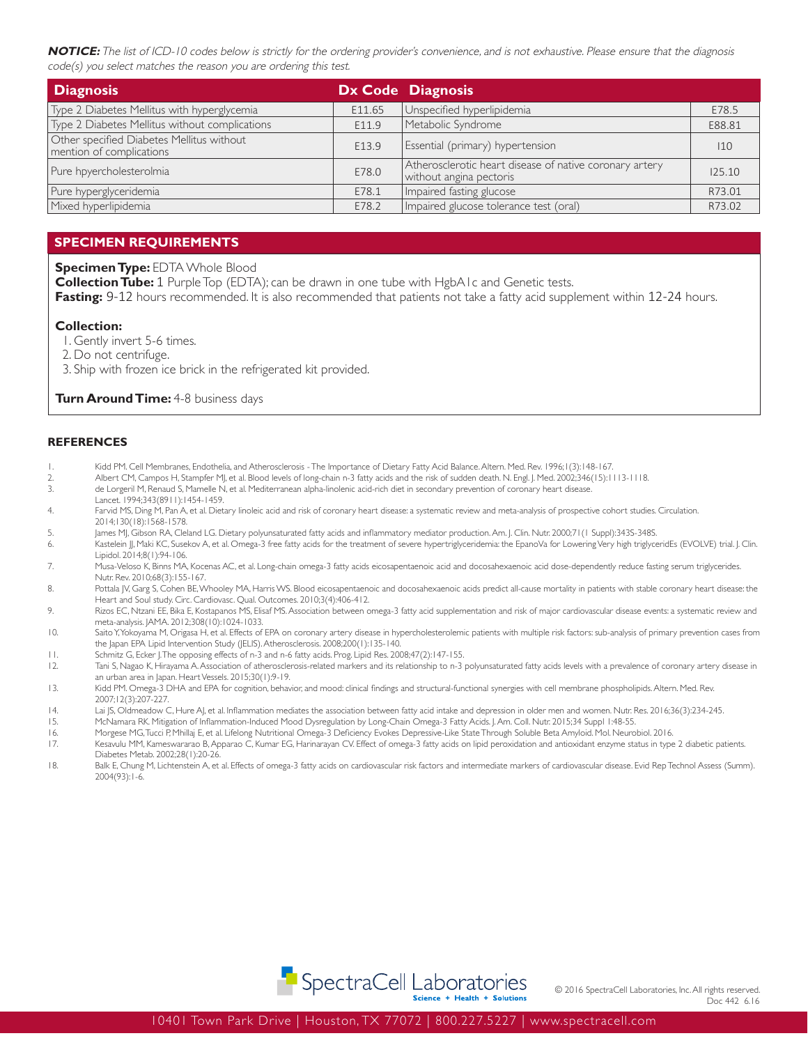***NOTICE:*** *The list of ICD-10 codes below is strictly for the ordering provider's convenience, and is not exhaustive. Please ensure that the diagnosis code(s) you select matches the reason you are ordering this test.*

| Diagnosis | Dx Code | Diagnosis | |
|---|---|---|---|
| Type 2 Diabetes Mellitus with hyperglycemia | E11.65 | Unspecified hyperlipidemia | E78.5 |
| Type 2 Diabetes Mellitus without complications | E11.9 | Metabolic Syndrome | E88.81 |
| Other specified Diabetes Mellitus without mention of complications | E13.9 | Essential (primary) hypertension | I10 |
| Pure hpypercholesterolmia | E78.0 | Atherosclerotic heart disease of native coronary artery without angina pectoris | I25.10 |
| Pure hyperglyceridemia | E78.1 | Impaired fasting glucose | R73.01 |
| Mixed hyperlipidemia | E78.2 | Impaired glucose tolerance test (oral) | R73.02 |

## SPECIMEN REQUIREMENTS

**Specimen Type:** EDTA Whole Blood
**Collection Tube:** 1 Purple Top (EDTA); can be drawn in one tube with HgbA1c and Genetic tests.
**Fasting:** 9-12 hours recommended. It is also recommended that patients not take a fatty acid supplement within 12-24 hours.

**Collection:**

1. Gently invert 5-6 times.
2. Do not centrifuge.
3. Ship with frozen ice brick in the refrigerated kit provided.

**Turn Around Time:** 4-8 business days

## REFERENCES

1. Kidd PM. Cell Membranes, Endothelia, and Atherosclerosis - The Importance of Dietary Fatty Acid Balance. Altern. Med. Rev. 1996;1(3):148-167.
2. Albert CM, Campos H, Stampfer MJ, et al. Blood levels of long-chain n-3 fatty acids and the risk of sudden death. N. Engl. J. Med. 2002;346(15):1113-1118.
3. de Lorgeril M, Renaud S, Mamelle N, et al. Mediterranean alpha-linolenic acid-rich diet in secondary prevention of coronary heart disease. Lancet. 1994;343(8911):1454-1459.
4. Farvid MS, Ding M, Pan A, et al. Dietary linoleic acid and risk of coronary heart disease: a systematic review and meta-analysis of prospective cohort studies. Circulation. 2014;130(18):1568-1578.
5. James MJ, Gibson RA, Cleland LG. Dietary polyunsaturated fatty acids and inflammatory mediator production. Am. J. Clin. Nutr. 2000;71(1 Suppl):343S-348S.
6. Kastelein JJ, Maki KC, Susekov A, et al. Omega-3 free fatty acids for the treatment of severe hypertriglyceridemia: the EpanoVa for Lowering Very high triglyceridEs (EVOLVE) trial. J. Clin. Lipidol. 2014;8(1):94-106.
7. Musa-Veloso K, Binns MA, Kocenas AC, et al. Long-chain omega-3 fatty acids eicosapentaenoic acid and docosahexaenoic acid dose-dependently reduce fasting serum triglycerides. Nutr. Rev. 2010;68(3):155-167.
8. Pottala JV, Garg S, Cohen BE, Whooley MA, Harris WS. Blood eicosapentaenoic and docosahexaenoic acids predict all-cause mortality in patients with stable coronary heart disease: the Heart and Soul study. Circ. Cardiovasc. Qual. Outcomes. 2010;3(4):406-412.
9. Rizos EC, Ntzani EE, Bika E, Kostapanos MS, Elisaf MS. Association between omega-3 fatty acid supplementation and risk of major cardiovascular disease events: a systematic review and meta-analysis. JAMA. 2012;308(10):1024-1033.
10. Saito Y, Yokoyama M, Origasa H, et al. Effects of EPA on coronary artery disease in hypercholesterolemic patients with multiple risk factors: sub-analysis of primary prevention cases from the Japan EPA Lipid Intervention Study (JELIS). Atherosclerosis. 2008;200(1):135-140.
11. Schmitz G, Ecker J. The opposing effects of n-3 and n-6 fatty acids. Prog. Lipid Res. 2008;47(2):147-155.
12. Tani S, Nagao K, Hirayama A. Association of atherosclerosis-related markers and its relationship to n-3 polyunsaturated fatty acids levels with a prevalence of coronary artery disease in an urban area in Japan. Heart Vessels. 2015;30(1):9-19.
13. Kidd PM. Omega-3 DHA and EPA for cognition, behavior, and mood: clinical findings and structural-functional synergies with cell membrane phospholipids. Altern. Med. Rev. 2007;12(3):207-227.
14. Lai JS, Oldmeadow C, Hure AJ, et al. Inflammation mediates the association between fatty acid intake and depression in older men and women. Nutr. Res. 2016;36(3):234-245.
15. McNamara RK. Mitigation of Inflammation-Induced Mood Dysregulation by Long-Chain Omega-3 Fatty Acids. J. Am. Coll. Nutr. 2015;34 Suppl 1:48-55.
16. Morgese MG, Tucci P, Mhillaj E, et al. Lifelong Nutritional Omega-3 Deficiency Evokes Depressive-Like State Through Soluble Beta Amyloid. Mol. Neurobiol. 2016.
17. Kesavulu MM, Kameswararao B, Apparao C, Kumar EG, Harinarayan CV. Effect of omega-3 fatty acids on lipid peroxidation and antioxidant enzyme status in type 2 diabetic patients. Diabetes Metab. 2002;28(1):20-26.
18. Balk E, Chung M, Lichtenstein A, et al. Effects of omega-3 fatty acids on cardiovascular risk factors and intermediate markers of cardiovascular disease. Evid Rep Technol Assess (Summ). 2004(93):1-6.

SpectraCell Laboratories
Science + Health + Solutions

© 2016 SpectraCell Laboratories, Inc. All rights reserved.
Doc 442 6.16

10401 Town Park Drive | Houston, TX 77072 | 800.227.5227 | www.spectracell.com